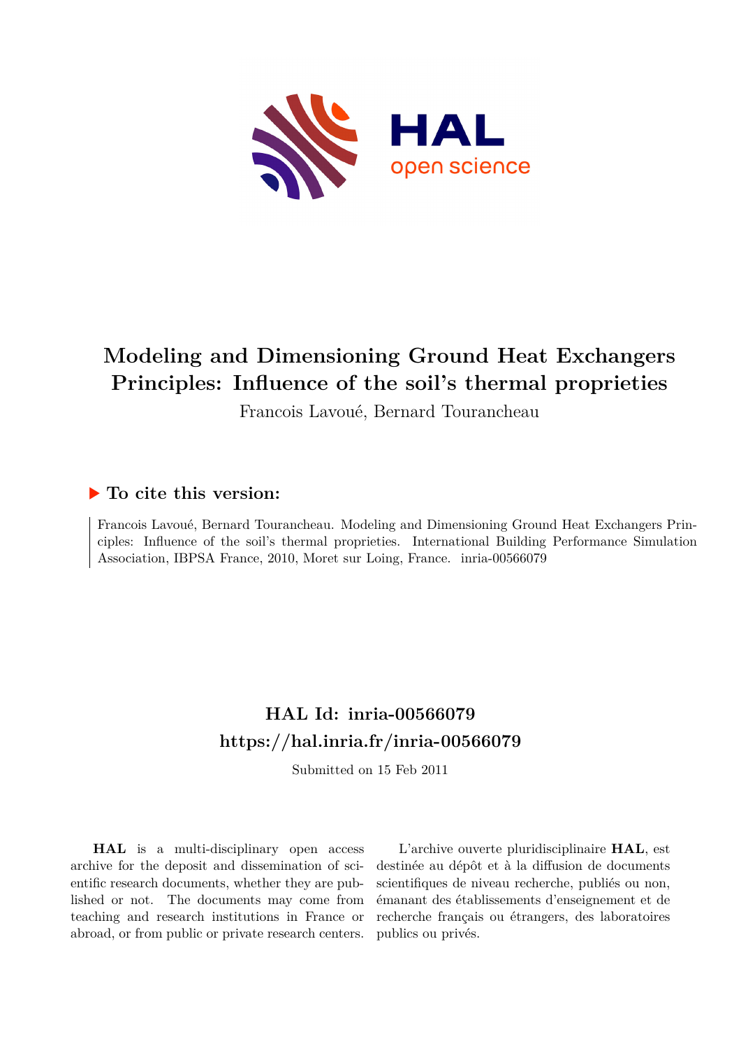# Modeling and Dimensioning Ground Heat Exchangers Principles: Influence of the soil's thermal proprieties

Francois Lavoué, Bernard Tourancheau

## ▶ To cite this version:

Francois Lavoué, Bernard Tourancheau. Modeling and Dimensioning Ground Heat Exchangers Principles: Influence of the soil's thermal proprieties. International Building Performance Simulation Association, IBPSA France, 2010, Moret sur Loing, France. inria-00566079

## HAL Id: inria-00566079

## https://hal.inria.fr/inria-00566079

Submitted on 15 Feb 2011

**HAL** is a multi-disciplinary open access archive for the deposit and dissemination of scientific research documents, whether they are published or not. The documents may come from teaching and research institutions in France or abroad, or from public or private research centers.

L'archive ouverte pluridisciplinaire **HAL**, est destinée au dépôt et à la diffusion de documents scientifiques de niveau recherche, publiés ou non, émanant des établissements d'enseignement et de recherche français ou étrangers, des laboratoires publics ou privés.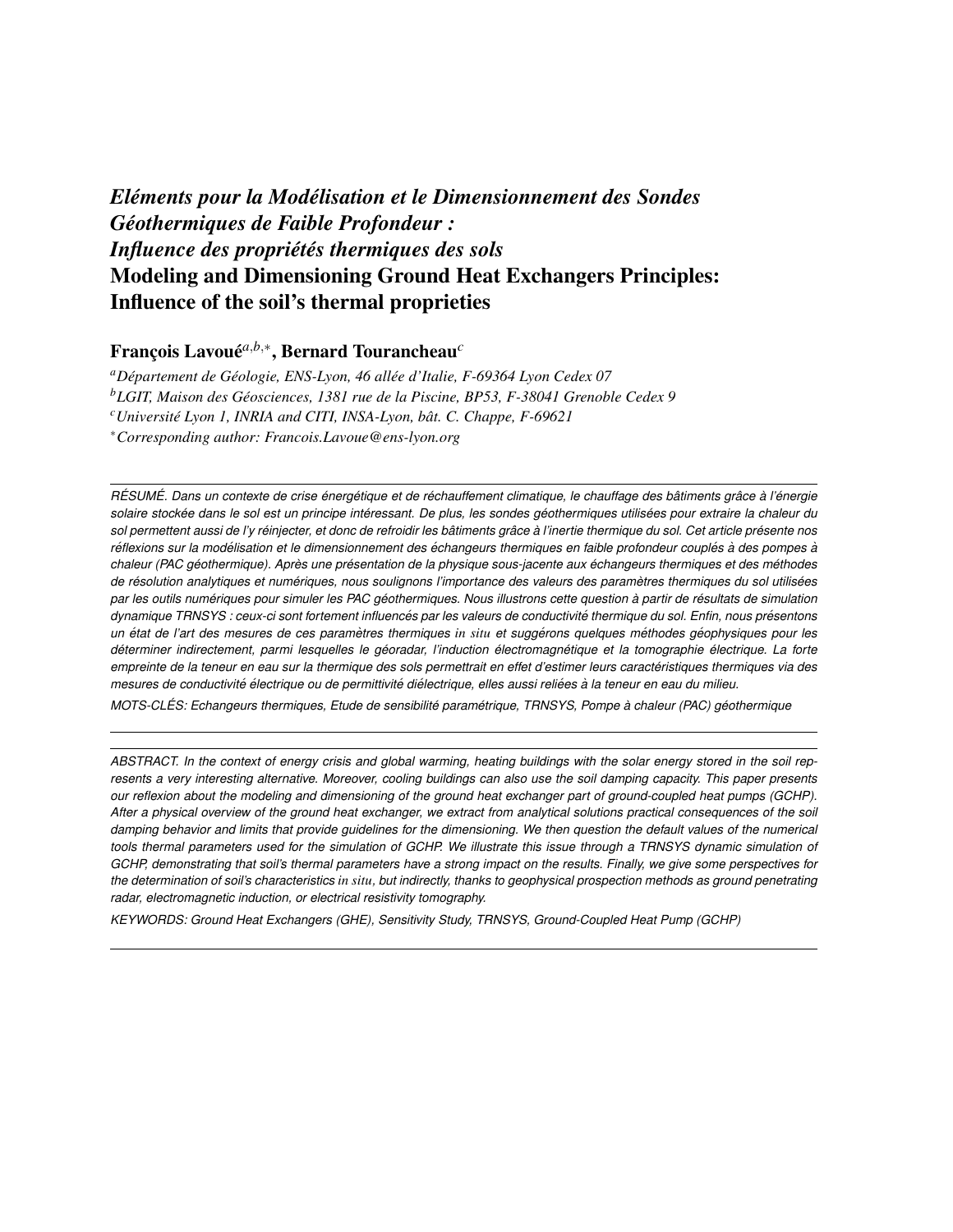# *Eléments pour la Modélisation et le Dimensionnement des Sondes Géothermiques de Faible Profondeur : Influence des propriétés thermiques des sols*

# Modeling and Dimensioning Ground Heat Exchangers Principles: Influence of the soil's thermal proprieties

**François Lavoué**[a,b,*], **Bernard Tourancheau**[c]

[a] *Département de Géologie, ENS-Lyon, 46 allée d'Italie, F-69364 Lyon Cedex 07*
[b] *LGIT, Maison des Géosciences, 1381 rue de la Piscine, BP53, F-38041 Grenoble Cedex 9*
[c] *Université Lyon 1, INRIA and CITI, INSA-Lyon, bât. C. Chappe, F-69621*
[*] *Corresponding author: Francois.Lavoue@ens-lyon.org*

---

*RÉSUMÉ. Dans un contexte de crise énergétique et de réchauffement climatique, le chauffage des bâtiments grâce à l'énergie solaire stockée dans le sol est un principe intéressant. De plus, les sondes géothermiques utilisées pour extraire la chaleur du sol permettent aussi de l'y réinjecter, et donc de refroidir les bâtiments grâce à l'inertie thermique du sol. Cet article présente nos réflexions sur la modélisation et le dimensionnement des échangeurs thermiques en faible profondeur couplés à des pompes à chaleur (PAC géothermique). Après une présentation de la physique sous-jacente aux échangeurs thermiques et des méthodes de résolution analytiques et numériques, nous soulignons l'importance des valeurs des paramètres thermiques du sol utilisées par les outils numériques pour simuler les PAC géothermiques. Nous illustrons cette question à partir de résultats de simulation dynamique TRNSYS : ceux-ci sont fortement influencés par les valeurs de conductivité thermique du sol. Enfin, nous présentons un état de l'art des mesures de ces paramètres thermiques in situ et suggérons quelques méthodes géophysiques pour les déterminer indirectement, parmi lesquelles le géoradar, l'induction électromagnétique et la tomographie électrique. La forte empreinte de la teneur en eau sur la thermique des sols permettrait en effet d'estimer leurs caractéristiques thermiques via des mesures de conductivité électrique ou de permittivité diélectrique, elles aussi reliées à la teneur en eau du milieu.*

*MOTS-CLÉS: Echangeurs thermiques, Etude de sensibilité paramétrique, TRNSYS, Pompe à chaleur (PAC) géothermique*

---

*ABSTRACT. In the context of energy crisis and global warming, heating buildings with the solar energy stored in the soil represents a very interesting alternative. Moreover, cooling buildings can also use the soil damping capacity. This paper presents our reflexion about the modeling and dimensioning of the ground heat exchanger part of ground-coupled heat pumps (GCHP). After a physical overview of the ground heat exchanger, we extract from analytical solutions practical consequences of the soil damping behavior and limits that provide guidelines for the dimensioning. We then question the default values of the numerical tools thermal parameters used for the simulation of GCHP. We illustrate this issue through a TRNSYS dynamic simulation of GCHP, demonstrating that soil's thermal parameters have a strong impact on the results. Finally, we give some perspectives for the determination of soil's characteristics in situ, but indirectly, thanks to geophysical prospection methods as ground penetrating radar, electromagnetic induction, or electrical resistivity tomography.*

*KEYWORDS: Ground Heat Exchangers (GHE), Sensitivity Study, TRNSYS, Ground-Coupled Heat Pump (GCHP)*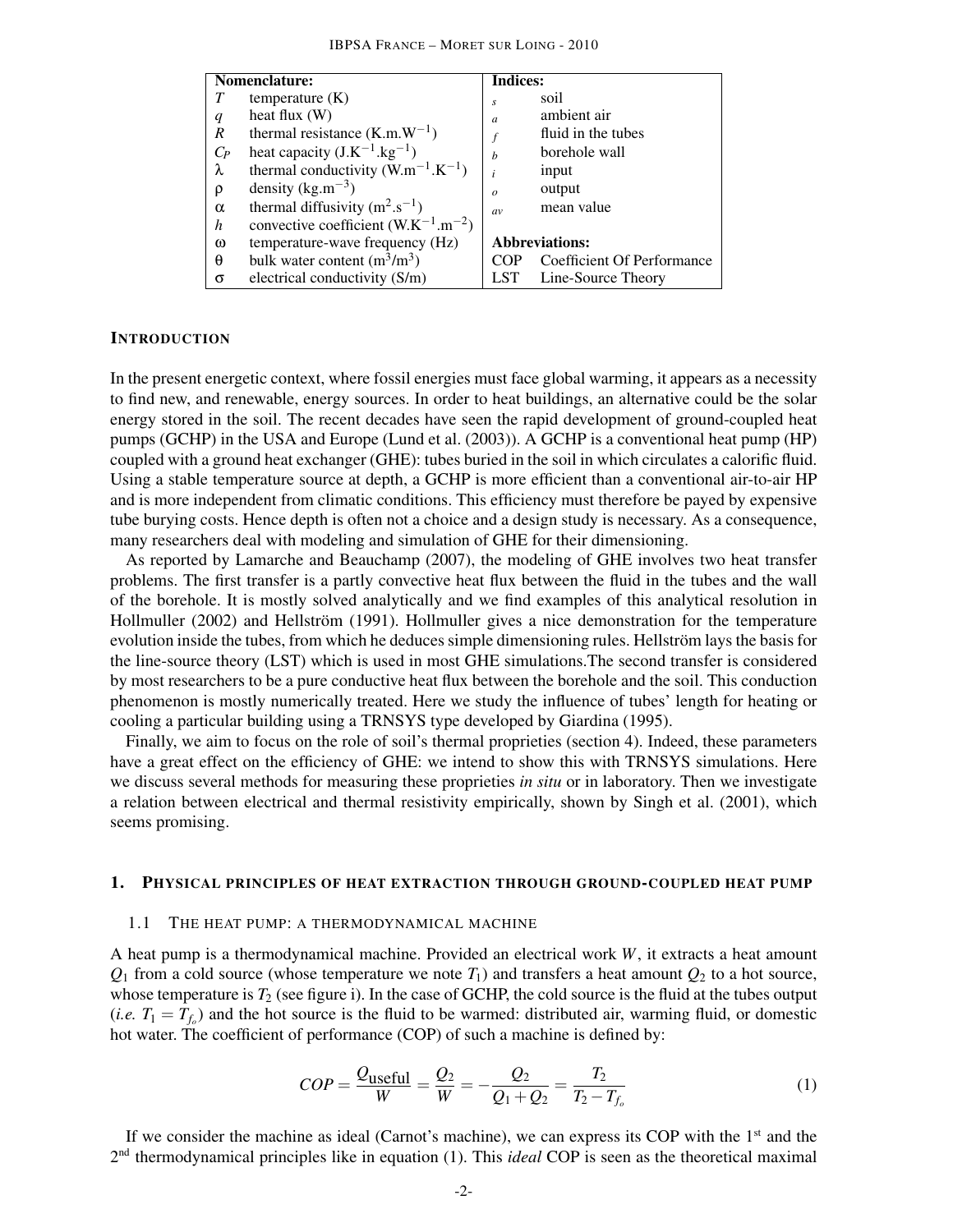| Nomenclature: | | Indices: | |
|---|---|---|---|
| $T$ | temperature (K) | $s$ | soil |
| $q$ | heat flux (W) | $a$ | ambient air |
| $R$ | thermal resistance (K.m.W$^{-1}$) | $f$ | fluid in the tubes |
| $C_P$ | heat capacity (J.K$^{-1}$.kg$^{-1}$) | $b$ | borehole wall |
| $\lambda$ | thermal conductivity (W.m$^{-1}$.K$^{-1}$) | $i$ | input |
| $\rho$ | density (kg.m$^{-3}$) | $o$ | output |
| $\alpha$ | thermal diffusivity (m$^2$.s$^{-1}$) | $av$ | mean value |
| $h$ | convective coefficient (W.K$^{-1}$.m$^{-2}$) | | |
| $\omega$ | temperature-wave frequency (Hz) | **Abbreviations:** | |
| $\theta$ | bulk water content (m$^3$/m$^3$) | COP | Coefficient Of Performance |
| $\sigma$ | electrical conductivity (S/m) | LST | Line-Source Theory |

## INTRODUCTION

In the present energetic context, where fossil energies must face global warming, it appears as a necessity to find new, and renewable, energy sources. In order to heat buildings, an alternative could be the solar energy stored in the soil. The recent decades have seen the rapid development of ground-coupled heat pumps (GCHP) in the USA and Europe (Lund et al. (2003)). A GCHP is a conventional heat pump (HP) coupled with a ground heat exchanger (GHE): tubes buried in the soil in which circulates a calorific fluid. Using a stable temperature source at depth, a GCHP is more efficient than a conventional air-to-air HP and is more independent from climatic conditions. This efficiency must therefore be payed by expensive tube burying costs. Hence depth is often not a choice and a design study is necessary. As a consequence, many researchers deal with modeling and simulation of GHE for their dimensioning.

As reported by Lamarche and Beauchamp (2007), the modeling of GHE involves two heat transfer problems. The first transfer is a partly convective heat flux between the fluid in the tubes and the wall of the borehole. It is mostly solved analytically and we find examples of this analytical resolution in Hollmuller (2002) and Hellström (1991). Hollmuller gives a nice demonstration for the temperature evolution inside the tubes, from which he deduces simple dimensioning rules. Hellström lays the basis for the line-source theory (LST) which is used in most GHE simulations.The second transfer is considered by most researchers to be a pure conductive heat flux between the borehole and the soil. This conduction phenomenon is mostly numerically treated. Here we study the influence of tubes' length for heating or cooling a particular building using a TRNSYS type developed by Giardina (1995).

Finally, we aim to focus on the role of soil's thermal proprieties (section 4). Indeed, these parameters have a great effect on the efficiency of GHE: we intend to show this with TRNSYS simulations. Here we discuss several methods for measuring these proprieties *in situ* or in laboratory. Then we investigate a relation between electrical and thermal resistivity empirically, shown by Singh et al. (2001), which seems promising.

## 1. PHYSICAL PRINCIPLES OF HEAT EXTRACTION THROUGH GROUND-COUPLED HEAT PUMP

### 1.1 THE HEAT PUMP: A THERMODYNAMICAL MACHINE

A heat pump is a thermodynamical machine. Provided an electrical work $W$, it extracts a heat amount $Q_1$ from a cold source (whose temperature we note $T_1$) and transfers a heat amount $Q_2$ to a hot source, whose temperature is $T_2$ (see figure i). In the case of GCHP, the cold source is the fluid at the tubes output (*i.e.* $T_1 = T_{f_o}$) and the hot source is the fluid to be warmed: distributed air, warming fluid, or domestic hot water. The coefficient of performance (COP) of such a machine is defined by:

$$COP = \frac{Q_{\text{useful}}}{W} = \frac{Q_2}{W} = -\frac{Q_2}{Q_1 + Q_2} = \frac{T_2}{T_2 - T_{f_o}} \tag{1}$$

If we consider the machine as ideal (Carnot's machine), we can express its COP with the 1st and the 2nd thermodynamical principles like in equation (1). This *ideal* COP is seen as the theoretical maximal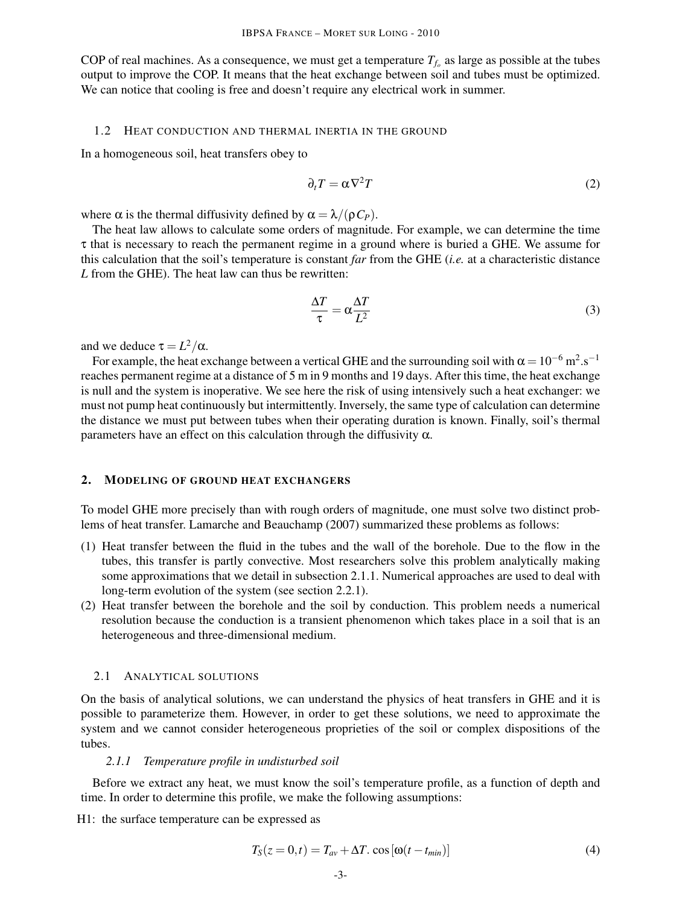COP of real machines. As a consequence, we must get a temperature $T_{f_o}$ as large as possible at the tubes output to improve the COP. It means that the heat exchange between soil and tubes must be optimized. We can notice that cooling is free and doesn't require any electrical work in summer.

### 1.2 Heat conduction and thermal inertia in the ground

In a homogeneous soil, heat transfers obey to

$$\partial_t T = \alpha \nabla^2 T \tag{2}$$

where $\alpha$ is the thermal diffusivity defined by $\alpha = \lambda/(\rho C_P)$.

The heat law allows to calculate some orders of magnitude. For example, we can determine the time $\tau$ that is necessary to reach the permanent regime in a ground where is buried a GHE. We assume for this calculation that the soil's temperature is constant *far* from the GHE (*i.e.* at a characteristic distance $L$ from the GHE). The heat law can thus be rewritten:

$$\frac{\Delta T}{\tau} = \alpha \frac{\Delta T}{L^2} \tag{3}$$

and we deduce $\tau = L^2/\alpha$.

For example, the heat exchange between a vertical GHE and the surrounding soil with $\alpha = 10^{-6}$ m$^2$.s$^{-1}$ reaches permanent regime at a distance of 5 m in 9 months and 19 days. After this time, the heat exchange is null and the system is inoperative. We see here the risk of using intensively such a heat exchanger: we must not pump heat continuously but intermittently. Inversely, the same type of calculation can determine the distance we must put between tubes when their operating duration is known. Finally, soil's thermal parameters have an effect on this calculation through the diffusivity $\alpha$.

## 2. Modeling of ground heat exchangers

To model GHE more precisely than with rough orders of magnitude, one must solve two distinct problems of heat transfer. Lamarche and Beauchamp (2007) summarized these problems as follows:

(1) Heat transfer between the fluid in the tubes and the wall of the borehole. Due to the flow in the tubes, this transfer is partly convective. Most researchers solve this problem analytically making some approximations that we detail in subsection 2.1.1. Numerical approaches are used to deal with long-term evolution of the system (see section 2.2.1).

(2) Heat transfer between the borehole and the soil by conduction. This problem needs a numerical resolution because the conduction is a transient phenomenon which takes place in a soil that is an heterogeneous and three-dimensional medium.

### 2.1 Analytical solutions

On the basis of analytical solutions, we can understand the physics of heat transfers in GHE and it is possible to parameterize them. However, in order to get these solutions, we need to approximate the system and we cannot consider heterogeneous proprieties of the soil or complex dispositions of the tubes.

#### *2.1.1 Temperature profile in undisturbed soil*

Before we extract any heat, we must know the soil's temperature profile, as a function of depth and time. In order to determine this profile, we make the following assumptions:

H1: the surface temperature can be expressed as

$$T_S(z=0,t) = T_{av} + \Delta T.\cos\left[\omega(t - t_{min})\right] \tag{4}$$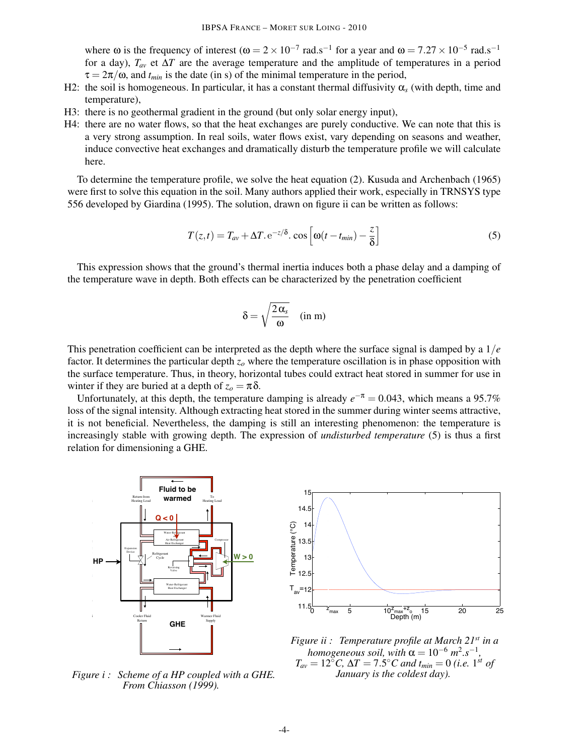where ω is the frequency of interest ($\omega = 2 \times 10^{-7}$ rad.s$^{-1}$ for a year and $\omega = 7.27 \times 10^{-5}$ rad.s$^{-1}$ for a day), $T_{av}$ et $\Delta T$ are the average temperature and the amplitude of temperatures in a period $\tau = 2\pi/\omega$, and $t_{min}$ is the date (in s) of the minimal temperature in the period,

H2: the soil is homogeneous. In particular, it has a constant thermal diffusivity $\alpha_s$ (with depth, time and temperature),

H3: there is no geothermal gradient in the ground (but only solar energy input),

H4: there are no water flows, so that the heat exchanges are purely conductive. We can note that this is a very strong assumption. In real soils, water flows exist, vary depending on seasons and weather, induce convective heat exchanges and dramatically disturb the temperature profile we will calculate here.

To determine the temperature profile, we solve the heat equation (2). Kusuda and Archenbach (1965) were first to solve this equation in the soil. Many authors applied their work, especially in TRNSYS type 556 developed by Giardina (1995). The solution, drawn on figure ii can be written as follows:

$$T(z,t) = T_{av} + \Delta T . \mathrm{e}^{-z/\delta} . \cos\left[\omega(t - t_{min}) - \frac{z}{\delta}\right] \tag{5}$$

This expression shows that the ground's thermal inertia induces both a phase delay and a damping of the temperature wave in depth. Both effects can be characterized by the penetration coefficient

$$\delta = \sqrt{\frac{2\,\alpha_s}{\omega}} \quad \text{(in m)}$$

This penetration coefficient can be interpreted as the depth where the surface signal is damped by a $1/e$ factor. It determines the particular depth $z_o$ where the temperature oscillation is in phase opposition with the surface temperature. Thus, in theory, horizontal tubes could extract heat stored in summer for use in winter if they are buried at a depth of $z_o = \pi\delta$.

Unfortunately, at this depth, the temperature damping is already $e^{-\pi} = 0.043$, which means a 95.7% loss of the signal intensity. Although extracting heat stored in the summer during winter seems attractive, it is not beneficial. Nevertheless, the damping is still an interesting phenomenon: the temperature is increasingly stable with growing depth. The expression of *undisturbed temperature* (5) is thus a first relation for dimensioning a GHE.

*Figure i : Scheme of a HP coupled with a GHE. From Chiasson (1999).*

*Figure ii : Temperature profile at March 21st in a homogeneous soil, with $\alpha = 10^{-6}$ $m^2.s^{-1}$, $T_{av} = 12°C$, $\Delta T = 7.5°C$ and $t_{min} = 0$ (i.e. 1st of January is the coldest day).*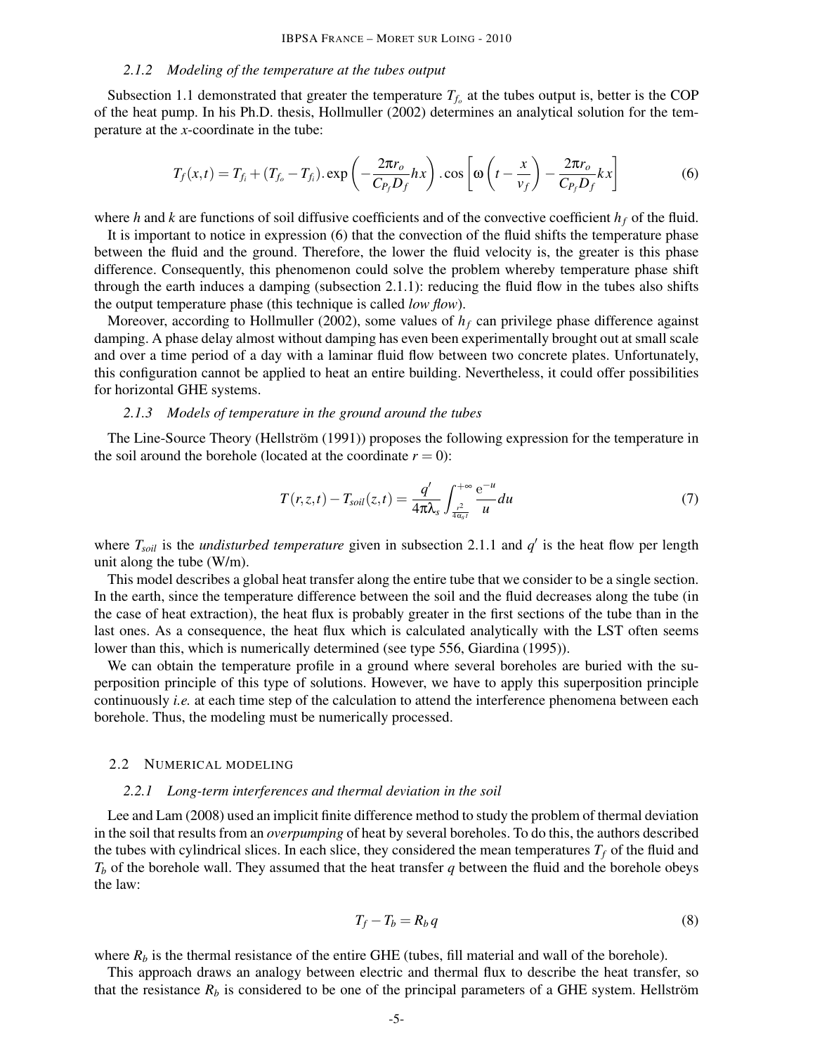#### 2.1.2 Modeling of the temperature at the tubes output

Subsection 1.1 demonstrated that greater the temperature $T_{f_o}$ at the tubes output is, better is the COP of the heat pump. In his Ph.D. thesis, Hollmuller (2002) determines an analytical solution for the temperature at the *x*-coordinate in the tube:

$$T_f(x,t) = T_{f_i} + (T_{f_o} - T_{f_i}).\exp\left(-\frac{2\pi r_o}{C_{P_f} D_f} hx\right).\cos\left[\omega\left(t - \frac{x}{v_f}\right) - \frac{2\pi r_o}{C_{P_f} D_f} kx\right] \tag{6}$$

where $h$ and $k$ are functions of soil diffusive coefficients and of the convective coefficient $h_f$ of the fluid.

It is important to notice in expression (6) that the convection of the fluid shifts the temperature phase between the fluid and the ground. Therefore, the lower the fluid velocity is, the greater is this phase difference. Consequently, this phenomenon could solve the problem whereby temperature phase shift through the earth induces a damping (subsection 2.1.1): reducing the fluid flow in the tubes also shifts the output temperature phase (this technique is called *low flow*).

Moreover, according to Hollmuller (2002), some values of $h_f$ can privilege phase difference against damping. A phase delay almost without damping has even been experimentally brought out at small scale and over a time period of a day with a laminar fluid flow between two concrete plates. Unfortunately, this configuration cannot be applied to heat an entire building. Nevertheless, it could offer possibilities for horizontal GHE systems.

#### 2.1.3 Models of temperature in the ground around the tubes

The Line-Source Theory (Hellström (1991)) proposes the following expression for the temperature in the soil around the borehole (located at the coordinate $r = 0$):

$$T(r,z,t) - T_{soil}(z,t) = \frac{q'}{4\pi\lambda_s} \int_{\frac{r^2}{4\alpha_s t}}^{+\infty} \frac{e^{-u}}{u} du \tag{7}$$

where $T_{soil}$ is the *undisturbed temperature* given in subsection 2.1.1 and $q'$ is the heat flow per length unit along the tube (W/m).

This model describes a global heat transfer along the entire tube that we consider to be a single section. In the earth, since the temperature difference between the soil and the fluid decreases along the tube (in the case of heat extraction), the heat flux is probably greater in the first sections of the tube than in the last ones. As a consequence, the heat flux which is calculated analytically with the LST often seems lower than this, which is numerically determined (see type 556, Giardina (1995)).

We can obtain the temperature profile in a ground where several boreholes are buried with the superposition principle of this type of solutions. However, we have to apply this superposition principle continuously *i.e.* at each time step of the calculation to attend the interference phenomena between each borehole. Thus, the modeling must be numerically processed.

### 2.2 Numerical modeling

#### 2.2.1 Long-term interferences and thermal deviation in the soil

Lee and Lam (2008) used an implicit finite difference method to study the problem of thermal deviation in the soil that results from an *overpumping* of heat by several boreholes. To do this, the authors described the tubes with cylindrical slices. In each slice, they considered the mean temperatures $T_f$ of the fluid and $T_b$ of the borehole wall. They assumed that the heat transfer $q$ between the fluid and the borehole obeys the law:

$$T_f - T_b = R_b q \tag{8}$$

where $R_b$ is the thermal resistance of the entire GHE (tubes, fill material and wall of the borehole).

This approach draws an analogy between electric and thermal flux to describe the heat transfer, so that the resistance $R_b$ is considered to be one of the principal parameters of a GHE system. Hellström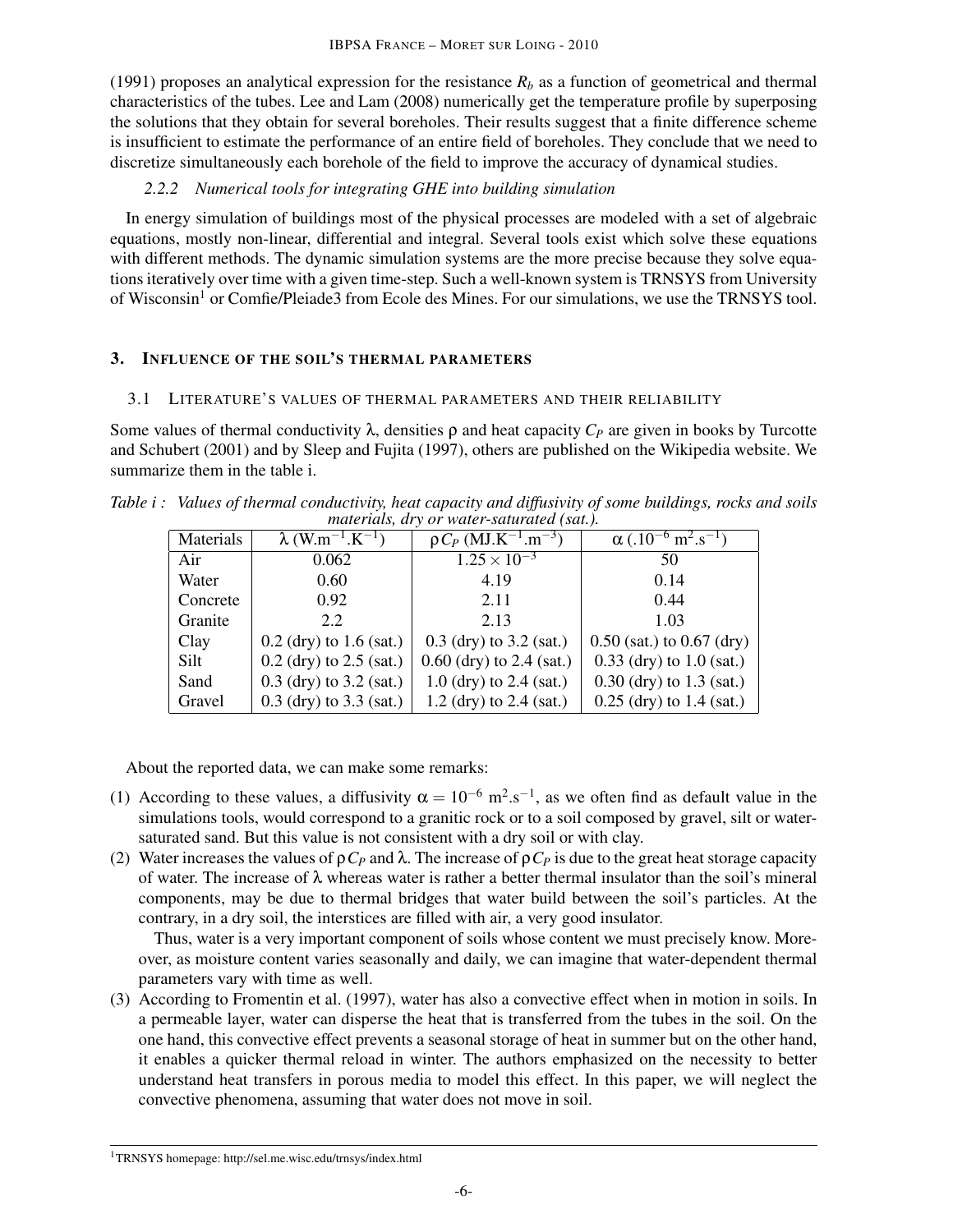(1991) proposes an analytical expression for the resistance $R_b$ as a function of geometrical and thermal characteristics of the tubes. Lee and Lam (2008) numerically get the temperature profile by superposing the solutions that they obtain for several boreholes. Their results suggest that a finite difference scheme is insufficient to estimate the performance of an entire field of boreholes. They conclude that we need to discretize simultaneously each borehole of the field to improve the accuracy of dynamical studies.

#### *2.2.2 Numerical tools for integrating GHE into building simulation*

In energy simulation of buildings most of the physical processes are modeled with a set of algebraic equations, mostly non-linear, differential and integral. Several tools exist which solve these equations with different methods. The dynamic simulation systems are the more precise because they solve equations iteratively over time with a given time-step. Such a well-known system is TRNSYS from University of Wisconsin[1] or Comfie/Pleiade3 from Ecole des Mines. For our simulations, we use the TRNSYS tool.

## 3. Influence of the soil's thermal parameters

### 3.1 Literature's values of thermal parameters and their reliability

Some values of thermal conductivity λ, densities ρ and heat capacity $C_P$ are given in books by Turcotte and Schubert (2001) and by Sleep and Fujita (1997), others are published on the Wikipedia website. We summarize them in the table i.

*Table i : Values of thermal conductivity, heat capacity and diffusivity of some buildings, rocks and soils materials, dry or water-saturated (sat.).*

| Materials | $\lambda$ (W.m$^{-1}$.K$^{-1}$) | $\rho C_P$ (MJ.K$^{-1}$.m$^{-3}$) | $\alpha$ (.10$^{-6}$ m$^2$.s$^{-1}$) |
|---|---|---|---|
| Air | 0.062 | $1.25 \times 10^{-3}$ | 50 |
| Water | 0.60 | 4.19 | 0.14 |
| Concrete | 0.92 | 2.11 | 0.44 |
| Granite | 2.2 | 2.13 | 1.03 |
| Clay | 0.2 (dry) to 1.6 (sat.) | 0.3 (dry) to 3.2 (sat.) | 0.50 (sat.) to 0.67 (dry) |
| Silt | 0.2 (dry) to 2.5 (sat.) | 0.60 (dry) to 2.4 (sat.) | 0.33 (dry) to 1.0 (sat.) |
| Sand | 0.3 (dry) to 3.2 (sat.) | 1.0 (dry) to 2.4 (sat.) | 0.30 (dry) to 1.3 (sat.) |
| Gravel | 0.3 (dry) to 3.3 (sat.) | 1.2 (dry) to 2.4 (sat.) | 0.25 (dry) to 1.4 (sat.) |

About the reported data, we can make some remarks:

(1) According to these values, a diffusivity $\alpha = 10^{-6}$ m$^2$.s$^{-1}$, as we often find as default value in the simulations tools, would correspond to a granitic rock or to a soil composed by gravel, silt or water-saturated sand. But this value is not consistent with a dry soil or with clay.

(2) Water increases the values of $\rho C_P$ and λ. The increase of $\rho C_P$ is due to the great heat storage capacity of water. The increase of λ whereas water is rather a better thermal insulator than the soil's mineral components, may be due to thermal bridges that water build between the soil's particles. At the contrary, in a dry soil, the interstices are filled with air, a very good insulator.

   Thus, water is a very important component of soils whose content we must precisely know. Moreover, as moisture content varies seasonally and daily, we can imagine that water-dependent thermal parameters vary with time as well.

(3) According to Fromentin et al. (1997), water has also a convective effect when in motion in soils. In a permeable layer, water can disperse the heat that is transferred from the tubes in the soil. On the one hand, this convective effect prevents a seasonal storage of heat in summer but on the other hand, it enables a quicker thermal reload in winter. The authors emphasized on the necessity to better understand heat transfers in porous media to model this effect. In this paper, we will neglect the convective phenomena, assuming that water does not move in soil.

[1] TRNSYS homepage: http://sel.me.wisc.edu/trnsys/index.html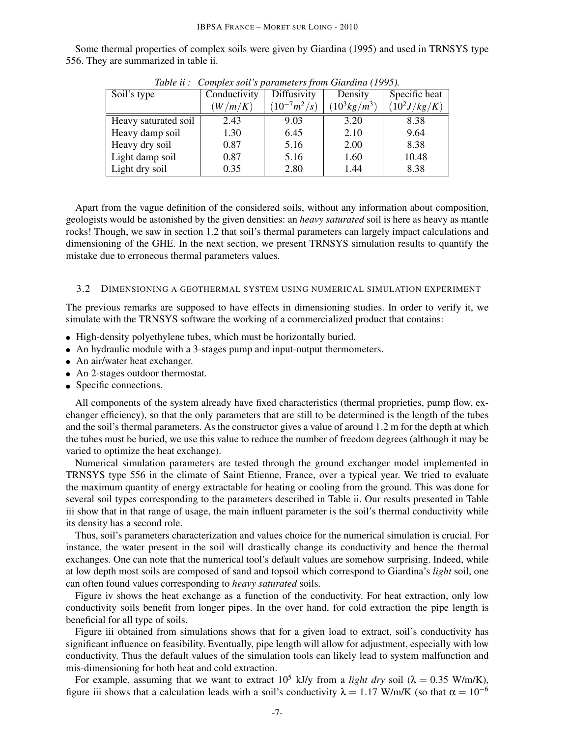Some thermal properties of complex soils were given by Giardina (1995) and used in TRNSYS type 556. They are summarized in table ii.

*Table ii : Complex soil's parameters from Giardina (1995).*

| Soil's type | Conductivity $(W/m/K)$ | Diffusivity $(10^{-7}m^2/s)$ | Density $(10^3kg/m^3)$ | Specific heat $(10^2J/kg/K)$ |
|---|---|---|---|---|
| Heavy saturated soil | 2.43 | 9.03 | 3.20 | 8.38 |
| Heavy damp soil | 1.30 | 6.45 | 2.10 | 9.64 |
| Heavy dry soil | 0.87 | 5.16 | 2.00 | 8.38 |
| Light damp soil | 0.87 | 5.16 | 1.60 | 10.48 |
| Light dry soil | 0.35 | 2.80 | 1.44 | 8.38 |

Apart from the vague definition of the considered soils, without any information about composition, geologists would be astonished by the given densities: an *heavy saturated* soil is here as heavy as mantle rocks! Though, we saw in section 1.2 that soil's thermal parameters can largely impact calculations and dimensioning of the GHE. In the next section, we present TRNSYS simulation results to quantify the mistake due to erroneous thermal parameters values.

### 3.2 Dimensioning a geothermal system using numerical simulation experiment

The previous remarks are supposed to have effects in dimensioning studies. In order to verify it, we simulate with the TRNSYS software the working of a commercialized product that contains:

- High-density polyethylene tubes, which must be horizontally buried.
- An hydraulic module with a 3-stages pump and input-output thermometers.
- An air/water heat exchanger.
- An 2-stages outdoor thermostat.
- Specific connections.

All components of the system already have fixed characteristics (thermal proprieties, pump flow, exchanger efficiency), so that the only parameters that are still to be determined is the length of the tubes and the soil's thermal parameters. As the constructor gives a value of around 1.2 m for the depth at which the tubes must be buried, we use this value to reduce the number of freedom degrees (although it may be varied to optimize the heat exchange).

Numerical simulation parameters are tested through the ground exchanger model implemented in TRNSYS type 556 in the climate of Saint Etienne, France, over a typical year. We tried to evaluate the maximum quantity of energy extractable for heating or cooling from the ground. This was done for several soil types corresponding to the parameters described in Table ii. Our results presented in Table iii show that in that range of usage, the main influent parameter is the soil's thermal conductivity while its density has a second role.

Thus, soil's parameters characterization and values choice for the numerical simulation is crucial. For instance, the water present in the soil will drastically change its conductivity and hence the thermal exchanges. One can note that the numerical tool's default values are somehow surprising. Indeed, while at low depth most soils are composed of sand and topsoil which correspond to Giardina's *light* soil, one can often found values corresponding to *heavy saturated* soils.

Figure iv shows the heat exchange as a function of the conductivity. For heat extraction, only low conductivity soils benefit from longer pipes. In the over hand, for cold extraction the pipe length is beneficial for all type of soils.

Figure iii obtained from simulations shows that for a given load to extract, soil's conductivity has significant influence on feasibility. Eventually, pipe length will allow for adjustment, especially with low conductivity. Thus the default values of the simulation tools can likely lead to system malfunction and mis-dimensioning for both heat and cold extraction.

For example, assuming that we want to extract $10^5$ kJ/y from a *light dry* soil ($\lambda = 0.35$ W/m/K), figure iii shows that a calculation leads with a soil's conductivity $\lambda = 1.17$ W/m/K (so that $\alpha = 10^{-6}$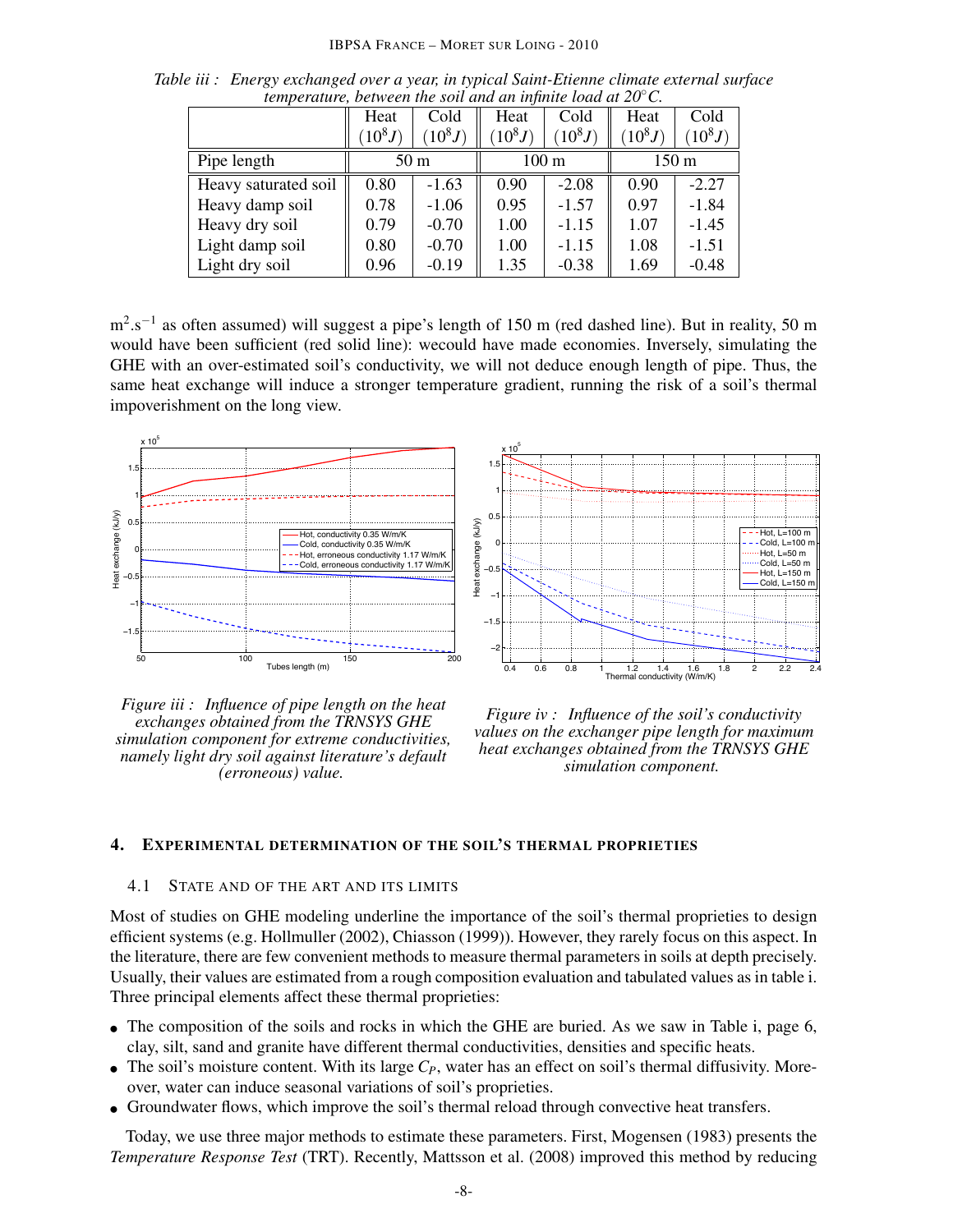*Table iii : Energy exchanged over a year, in typical Saint-Etienne climate external surface temperature, between the soil and an infinite load at 20°C.*

| | Heat ($10^8 J$) | Cold ($10^8 J$) | Heat ($10^8 J$) | Cold ($10^8 J$) | Heat ($10^8 J$) | Cold ($10^8 J$) |
|---|---|---|---|---|---|---|
| Pipe length | 50 m | | 100 m | | 150 m | |
| Heavy saturated soil | 0.80 | -1.63 | 0.90 | -2.08 | 0.90 | -2.27 |
| Heavy damp soil | 0.78 | -1.06 | 0.95 | -1.57 | 0.97 | -1.84 |
| Heavy dry soil | 0.79 | -0.70 | 1.00 | -1.15 | 1.07 | -1.45 |
| Light damp soil | 0.80 | -0.70 | 1.00 | -1.15 | 1.08 | -1.51 |
| Light dry soil | 0.96 | -0.19 | 1.35 | -0.38 | 1.69 | -0.48 |

$m^2.s^{-1}$ as often assumed) will suggest a pipe's length of 150 m (red dashed line). But in reality, 50 m would have been sufficient (red solid line): wecould have made economies. Inversely, simulating the GHE with an over-estimated soil's conductivity, we will not deduce enough length of pipe. Thus, the same heat exchange will induce a stronger temperature gradient, running the risk of a soil's thermal impoverishment on the long view.

*Figure iii : Influence of pipe length on the heat exchanges obtained from the TRNSYS GHE simulation component for extreme conductivities, namely light dry soil against literature's default (erroneous) value.*

*Figure iv : Influence of the soil's conductivity values on the exchanger pipe length for maximum heat exchanges obtained from the TRNSYS GHE simulation component.*

## 4. Experimental determination of the soil's thermal proprieties

### 4.1 State and of the art and its limits

Most of studies on GHE modeling underline the importance of the soil's thermal proprieties to design efficient systems (e.g. Hollmuller (2002), Chiasson (1999)). However, they rarely focus on this aspect. In the literature, there are few convenient methods to measure thermal parameters in soils at depth precisely. Usually, their values are estimated from a rough composition evaluation and tabulated values as in table i. Three principal elements affect these thermal proprieties:

- The composition of the soils and rocks in which the GHE are buried. As we saw in Table i, page 6, clay, silt, sand and granite have different thermal conductivities, densities and specific heats.
- The soil's moisture content. With its large $C_P$, water has an effect on soil's thermal diffusivity. Moreover, water can induce seasonal variations of soil's proprieties.
- Groundwater flows, which improve the soil's thermal reload through convective heat transfers.

Today, we use three major methods to estimate these parameters. First, Mogensen (1983) presents the *Temperature Response Test* (TRT). Recently, Mattsson et al. (2008) improved this method by reducing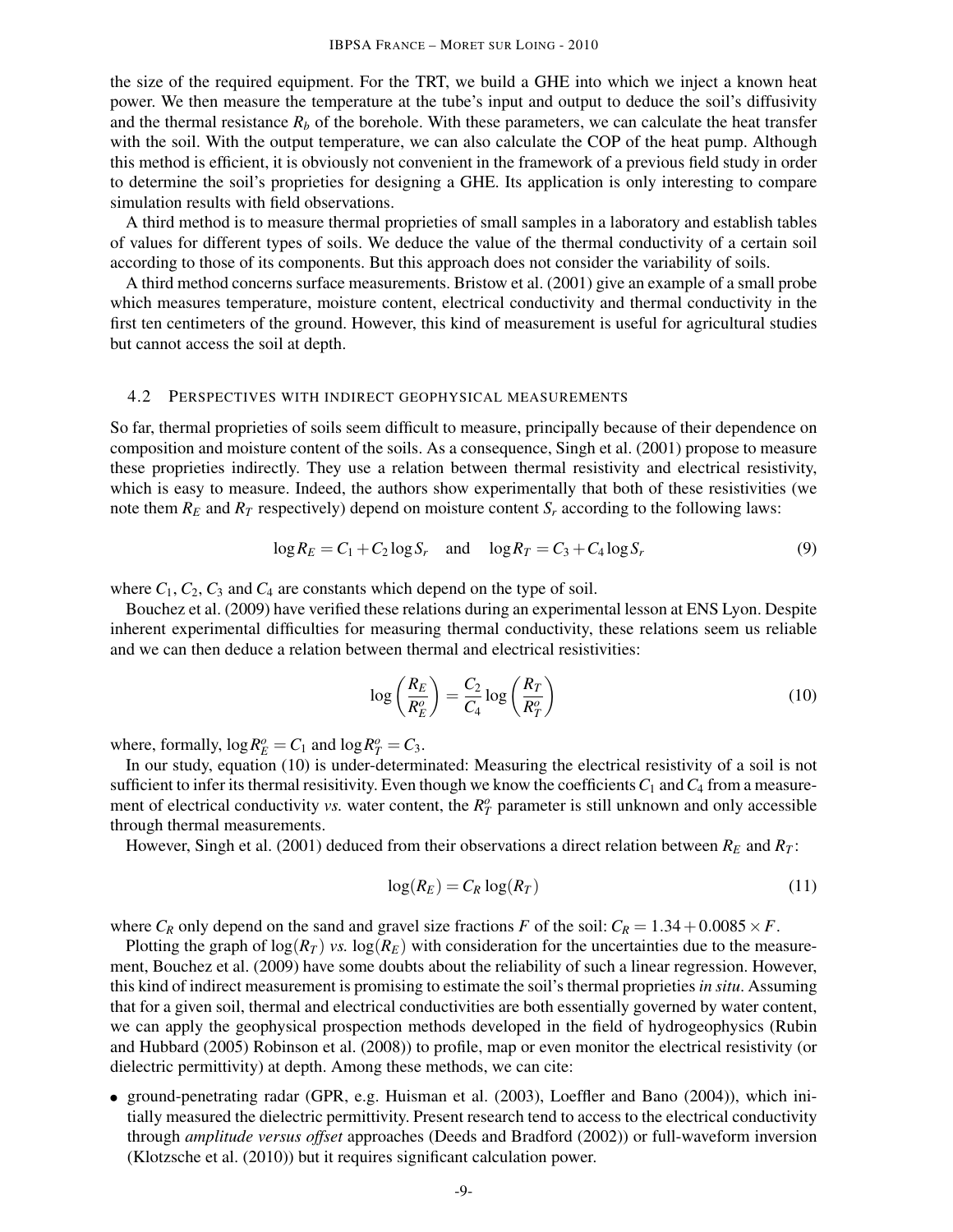the size of the required equipment. For the TRT, we build a GHE into which we inject a known heat power. We then measure the temperature at the tube's input and output to deduce the soil's diffusivity and the thermal resistance $R_b$ of the borehole. With these parameters, we can calculate the heat transfer with the soil. With the output temperature, we can also calculate the COP of the heat pump. Although this method is efficient, it is obviously not convenient in the framework of a previous field study in order to determine the soil's proprieties for designing a GHE. Its application is only interesting to compare simulation results with field observations.

A third method is to measure thermal proprieties of small samples in a laboratory and establish tables of values for different types of soils. We deduce the value of the thermal conductivity of a certain soil according to those of its components. But this approach does not consider the variability of soils.

A third method concerns surface measurements. Bristow et al. (2001) give an example of a small probe which measures temperature, moisture content, electrical conductivity and thermal conductivity in the first ten centimeters of the ground. However, this kind of measurement is useful for agricultural studies but cannot access the soil at depth.

### 4.2 Perspectives with indirect geophysical measurements

So far, thermal proprieties of soils seem difficult to measure, principally because of their dependence on composition and moisture content of the soils. As a consequence, Singh et al. (2001) propose to measure these proprieties indirectly. They use a relation between thermal resistivity and electrical resistivity, which is easy to measure. Indeed, the authors show experimentally that both of these resistivities (we note them $R_E$ and $R_T$ respectively) depend on moisture content $S_r$ according to the following laws:

$$\log R_E = C_1 + C_2 \log S_r \quad \text{and} \quad \log R_T = C_3 + C_4 \log S_r \tag{9}$$

where $C_1$, $C_2$, $C_3$ and $C_4$ are constants which depend on the type of soil.

Bouchez et al. (2009) have verified these relations during an experimental lesson at ENS Lyon. Despite inherent experimental difficulties for measuring thermal conductivity, these relations seem us reliable and we can then deduce a relation between thermal and electrical resistivities:

$$\log\left(\frac{R_E}{R_E^o}\right) = \frac{C_2}{C_4} \log\left(\frac{R_T}{R_T^o}\right) \tag{10}$$

where, formally, $\log R_E^o = C_1$ and $\log R_T^o = C_3$.

In our study, equation (10) is under-determinated: Measuring the electrical resistivity of a soil is not sufficient to infer its thermal resisitivity. Even though we know the coefficients $C_1$ and $C_4$ from a measurement of electrical conductivity *vs.* water content, the $R_T^o$ parameter is still unknown and only accessible through thermal measurements.

However, Singh et al. (2001) deduced from their observations a direct relation between $R_E$ and $R_T$:

$$\log(R_E) = C_R \log(R_T) \tag{11}$$

where $C_R$ only depend on the sand and gravel size fractions $F$ of the soil: $C_R = 1.34 + 0.0085 \times F$.

Plotting the graph of $\log(R_T)$ *vs.* $\log(R_E)$ with consideration for the uncertainties due to the measurement, Bouchez et al. (2009) have some doubts about the reliability of such a linear regression. However, this kind of indirect measurement is promising to estimate the soil's thermal proprieties *in situ*. Assuming that for a given soil, thermal and electrical conductivities are both essentially governed by water content, we can apply the geophysical prospection methods developed in the field of hydrogeophysics (Rubin and Hubbard (2005) Robinson et al. (2008)) to profile, map or even monitor the electrical resistivity (or dielectric permittivity) at depth. Among these methods, we can cite:

- ground-penetrating radar (GPR, e.g. Huisman et al. (2003), Loeffler and Bano (2004)), which initially measured the dielectric permittivity. Present research tend to access to the electrical conductivity through *amplitude versus offset* approaches (Deeds and Bradford (2002)) or full-waveform inversion (Klotzsche et al. (2010)) but it requires significant calculation power.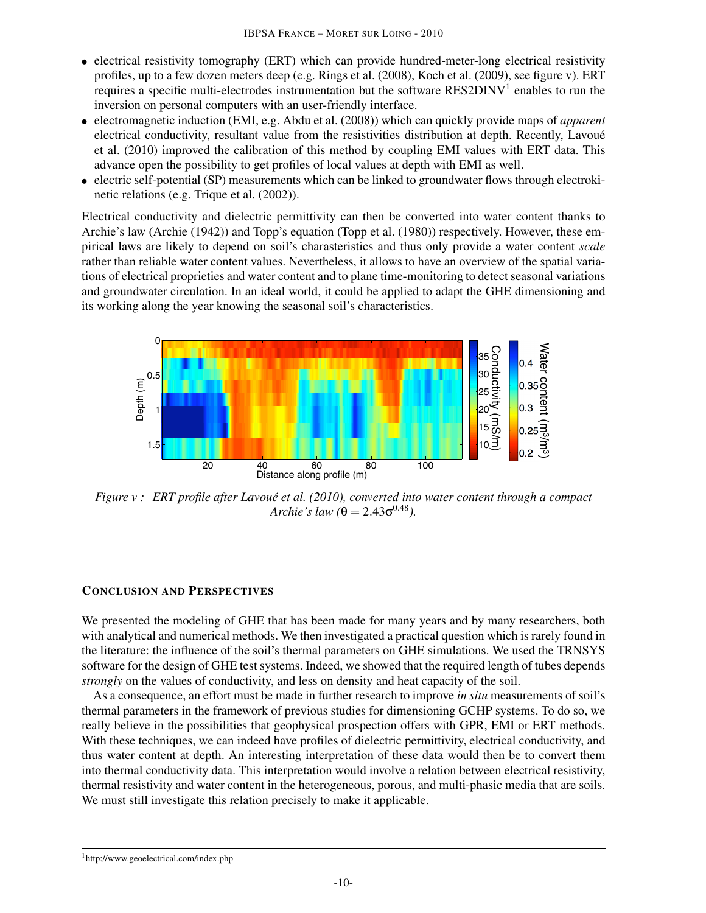- electrical resistivity tomography (ERT) which can provide hundred-meter-long electrical resistivity profiles, up to a few dozen meters deep (e.g. Rings et al. (2008), Koch et al. (2009), see figure v). ERT requires a specific multi-electrodes instrumentation but the software RES2DINV[1] enables to run the inversion on personal computers with an user-friendly interface.
- electromagnetic induction (EMI, e.g. Abdu et al. (2008)) which can quickly provide maps of *apparent* electrical conductivity, resultant value from the resistivities distribution at depth. Recently, Lavoué et al. (2010) improved the calibration of this method by coupling EMI values with ERT data. This advance open the possibility to get profiles of local values at depth with EMI as well.
- electric self-potential (SP) measurements which can be linked to groundwater flows through electrokinetic relations (e.g. Trique et al. (2002)).

Electrical conductivity and dielectric permittivity can then be converted into water content thanks to Archie's law (Archie (1942)) and Topp's equation (Topp et al. (1980)) respectively. However, these empirical laws are likely to depend on soil's charasteristics and thus only provide a water content *scale* rather than reliable water content values. Nevertheless, it allows to have an overview of the spatial variations of electrical proprieties and water content and to plane time-monitoring to detect seasonal variations and groundwater circulation. In an ideal world, it could be applied to adapt the GHE dimensioning and its working along the year knowing the seasonal soil's characteristics.

*Figure v : ERT profile after Lavoué et al. (2010), converted into water content through a compact Archie's law ($\theta = 2.43\sigma^{0.48}$).*

## Conclusion and Perspectives

We presented the modeling of GHE that has been made for many years and by many researchers, both with analytical and numerical methods. We then investigated a practical question which is rarely found in the literature: the influence of the soil's thermal parameters on GHE simulations. We used the TRNSYS software for the design of GHE test systems. Indeed, we showed that the required length of tubes depends *strongly* on the values of conductivity, and less on density and heat capacity of the soil.

As a consequence, an effort must be made in further research to improve *in situ* measurements of soil's thermal parameters in the framework of previous studies for dimensioning GCHP systems. To do so, we really believe in the possibilities that geophysical prospection offers with GPR, EMI or ERT methods. With these techniques, we can indeed have profiles of dielectric permittivity, electrical conductivity, and thus water content at depth. An interesting interpretation of these data would then be to convert them into thermal conductivity data. This interpretation would involve a relation between electrical resistivity, thermal resistivity and water content in the heterogeneous, porous, and multi-phasic media that are soils. We must still investigate this relation precisely to make it applicable.

[1] http://www.geoelectrical.com/index.php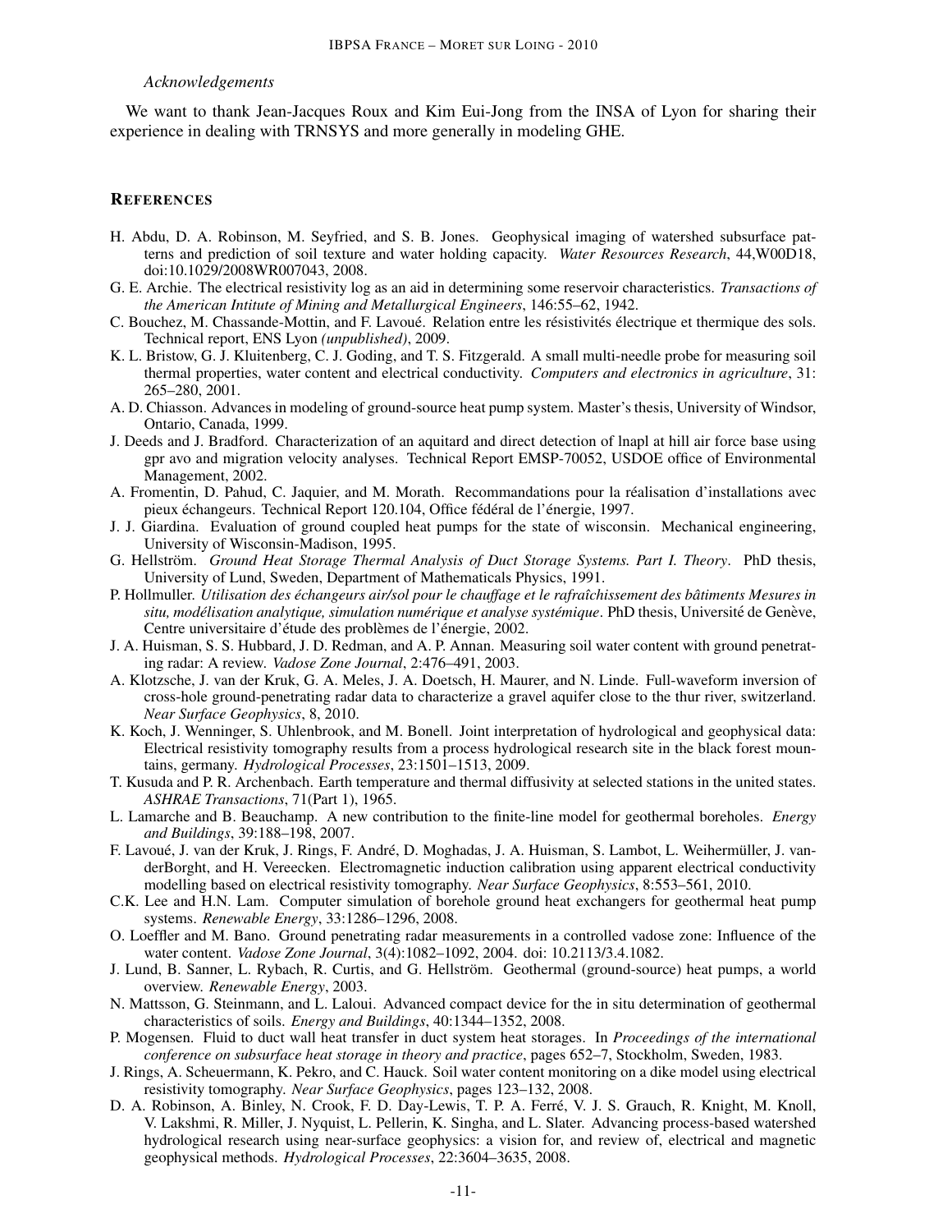*Acknowledgements*

We want to thank Jean-Jacques Roux and Kim Eui-Jong from the INSA of Lyon for sharing their experience in dealing with TRNSYS and more generally in modeling GHE.

## REFERENCES

H. Abdu, D. A. Robinson, M. Seyfried, and S. B. Jones. Geophysical imaging of watershed subsurface patterns and prediction of soil texture and water holding capacity. *Water Resources Research*, 44,W00D18, doi:10.1029/2008WR007043, 2008.

G. E. Archie. The electrical resistivity log as an aid in determining some reservoir characteristics. *Transactions of the American Intitute of Mining and Metallurgical Engineers*, 146:55–62, 1942.

C. Bouchez, M. Chassande-Mottin, and F. Lavoué. Relation entre les résistivités électrique et thermique des sols. Technical report, ENS Lyon *(unpublished)*, 2009.

K. L. Bristow, G. J. Kluitenberg, C. J. Goding, and T. S. Fitzgerald. A small multi-needle probe for measuring soil thermal properties, water content and electrical conductivity. *Computers and electronics in agriculture*, 31: 265–280, 2001.

A. D. Chiasson. Advances in modeling of ground-source heat pump system. Master's thesis, University of Windsor, Ontario, Canada, 1999.

J. Deeds and J. Bradford. Characterization of an aquitard and direct detection of lnapl at hill air force base using gpr avo and migration velocity analyses. Technical Report EMSP-70052, USDOE office of Environmental Management, 2002.

A. Fromentin, D. Pahud, C. Jaquier, and M. Morath. Recommandations pour la réalisation d'installations avec pieux échangeurs. Technical Report 120.104, Office fédéral de l'énergie, 1997.

J. J. Giardina. Evaluation of ground coupled heat pumps for the state of wisconsin. Mechanical engineering, University of Wisconsin-Madison, 1995.

G. Hellström. *Ground Heat Storage Thermal Analysis of Duct Storage Systems. Part I. Theory*. PhD thesis, University of Lund, Sweden, Department of Mathematicals Physics, 1991.

P. Hollmuller. *Utilisation des échangeurs air/sol pour le chauffage et le rafraîchissement des bâtiments Mesures in situ, modélisation analytique, simulation numérique et analyse systémique*. PhD thesis, Université de Genève, Centre universitaire d'étude des problèmes de l'énergie, 2002.

J. A. Huisman, S. S. Hubbard, J. D. Redman, and A. P. Annan. Measuring soil water content with ground penetrating radar: A review. *Vadose Zone Journal*, 2:476–491, 2003.

A. Klotzsche, J. van der Kruk, G. A. Meles, J. A. Doetsch, H. Maurer, and N. Linde. Full-waveform inversion of cross-hole ground-penetrating radar data to characterize a gravel aquifer close to the thur river, switzerland. *Near Surface Geophysics*, 8, 2010.

K. Koch, J. Wenninger, S. Uhlenbrook, and M. Bonell. Joint interpretation of hydrological and geophysical data: Electrical resistivity tomography results from a process hydrological research site in the black forest mountains, germany. *Hydrological Processes*, 23:1501–1513, 2009.

T. Kusuda and P. R. Archenbach. Earth temperature and thermal diffusivity at selected stations in the united states. *ASHRAE Transactions*, 71(Part 1), 1965.

L. Lamarche and B. Beauchamp. A new contribution to the finite-line model for geothermal boreholes. *Energy and Buildings*, 39:188–198, 2007.

F. Lavoué, J. van der Kruk, J. Rings, F. André, D. Moghadas, J. A. Huisman, S. Lambot, L. Weihermüller, J. vanderBorght, and H. Vereecken. Electromagnetic induction calibration using apparent electrical conductivity modelling based on electrical resistivity tomography. *Near Surface Geophysics*, 8:553–561, 2010.

C.K. Lee and H.N. Lam. Computer simulation of borehole ground heat exchangers for geothermal heat pump systems. *Renewable Energy*, 33:1286–1296, 2008.

O. Loeffler and M. Bano. Ground penetrating radar measurements in a controlled vadose zone: Influence of the water content. *Vadose Zone Journal*, 3(4):1082–1092, 2004. doi: 10.2113/3.4.1082.

J. Lund, B. Sanner, L. Rybach, R. Curtis, and G. Hellström. Geothermal (ground-source) heat pumps, a world overview. *Renewable Energy*, 2003.

N. Mattsson, G. Steinmann, and L. Laloui. Advanced compact device for the in situ determination of geothermal characteristics of soils. *Energy and Buildings*, 40:1344–1352, 2008.

P. Mogensen. Fluid to duct wall heat transfer in duct system heat storages. In *Proceedings of the international conference on subsurface heat storage in theory and practice*, pages 652–7, Stockholm, Sweden, 1983.

J. Rings, A. Scheuermann, K. Pekro, and C. Hauck. Soil water content monitoring on a dike model using electrical resistivity tomography. *Near Surface Geophysics*, pages 123–132, 2008.

D. A. Robinson, A. Binley, N. Crook, F. D. Day-Lewis, T. P. A. Ferré, V. J. S. Grauch, R. Knight, M. Knoll, V. Lakshmi, R. Miller, J. Nyquist, L. Pellerin, K. Singha, and L. Slater. Advancing process-based watershed hydrological research using near-surface geophysics: a vision for, and review of, electrical and magnetic geophysical methods. *Hydrological Processes*, 22:3604–3635, 2008.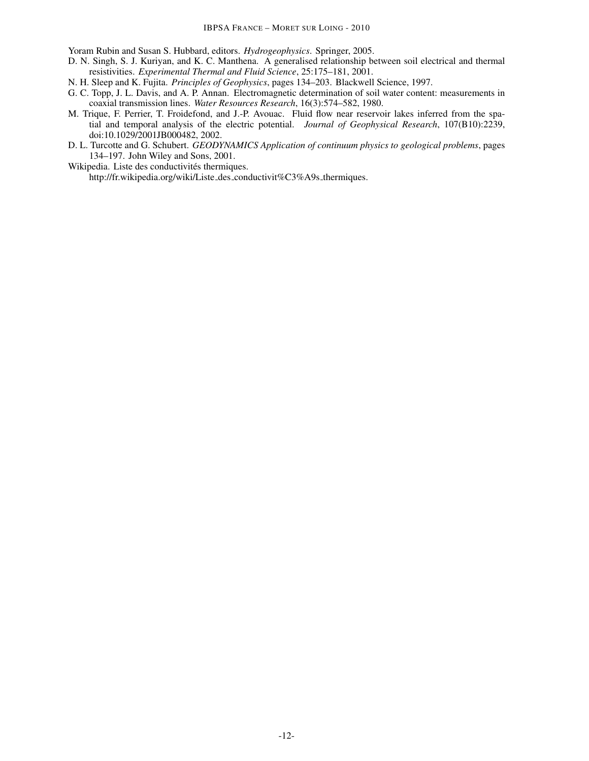Yoram Rubin and Susan S. Hubbard, editors. *Hydrogeophysics*. Springer, 2005.

D. N. Singh, S. J. Kuriyan, and K. C. Manthena. A generalised relationship between soil electrical and thermal resistivities. *Experimental Thermal and Fluid Science*, 25:175–181, 2001.

N. H. Sleep and K. Fujita. *Principles of Geophysics*, pages 134–203. Blackwell Science, 1997.

G. C. Topp, J. L. Davis, and A. P. Annan. Electromagnetic determination of soil water content: measurements in coaxial transmission lines. *Water Resources Research*, 16(3):574–582, 1980.

M. Trique, F. Perrier, T. Froidefond, and J.-P. Avouac. Fluid flow near reservoir lakes inferred from the spatial and temporal analysis of the electric potential. *Journal of Geophysical Research*, 107(B10):2239, doi:10.1029/2001JB000482, 2002.

D. L. Turcotte and G. Schubert. *GEODYNAMICS Application of continuum physics to geological problems*, pages 134–197. John Wiley and Sons, 2001.

Wikipedia. Liste des conductivités thermiques. http://fr.wikipedia.org/wiki/Liste_des_conductivit%C3%A9s_thermiques.